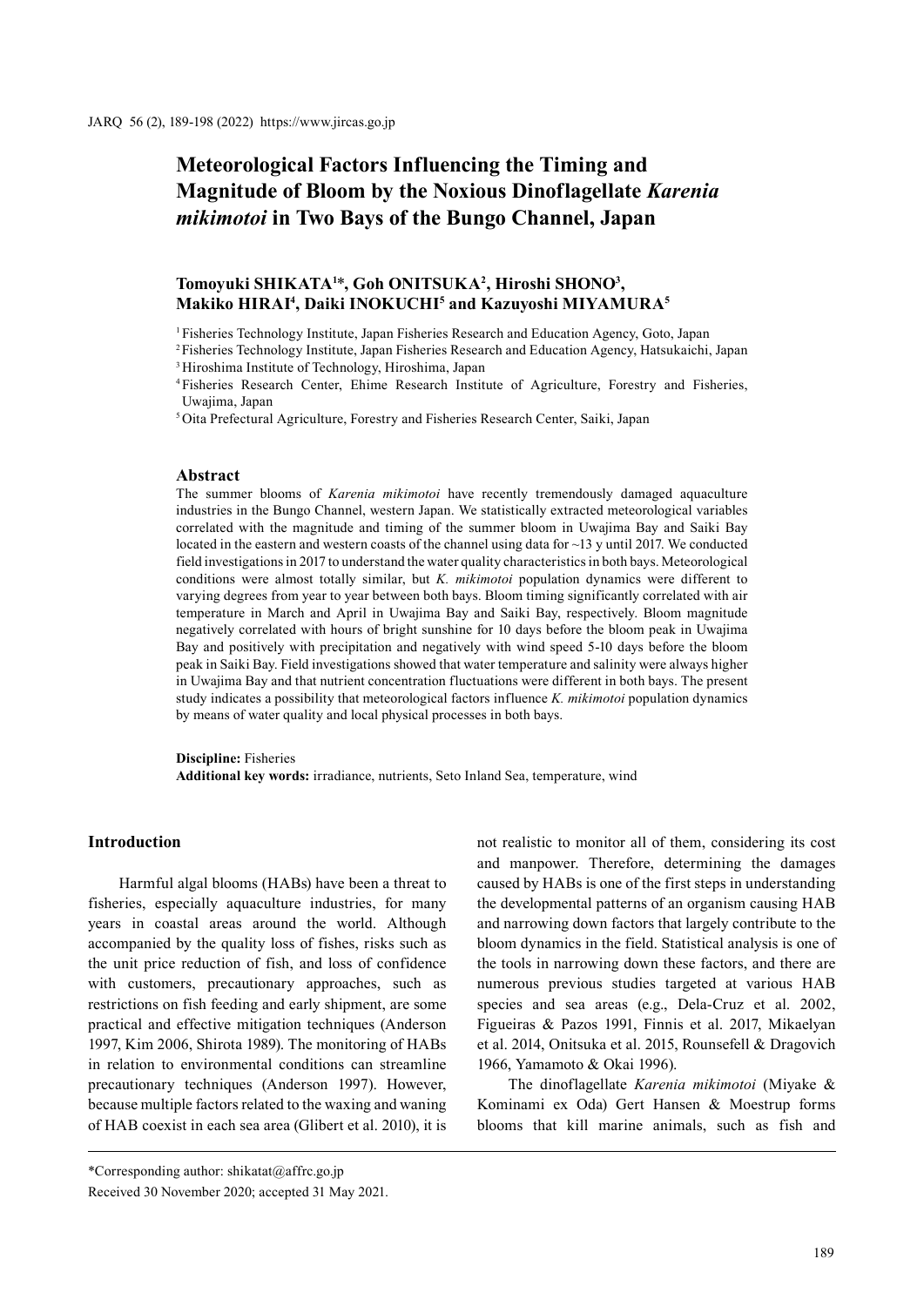# Meteorological Factors Influencing the Timing and Magnitude of Bloom by the Noxious Dinoflagellate *Karenia mikimotoi* in Two Bays of the Bungo Channel, Japan

**Tomoyuki SHIKATA[1]*, Goh ONITSUKA[2], Hiroshi SHONO[3], Makiko HIRAI[4], Daiki INOKUCHI[5] and Kazuyoshi MIYAMURA[5]**

[1] Fisheries Technology Institute, Japan Fisheries Research and Education Agency, Goto, Japan
[2] Fisheries Technology Institute, Japan Fisheries Research and Education Agency, Hatsukaichi, Japan
[3] Hiroshima Institute of Technology, Hiroshima, Japan
[4] Fisheries Research Center, Ehime Research Institute of Agriculture, Forestry and Fisheries, Uwajima, Japan
[5] Oita Prefectural Agriculture, Forestry and Fisheries Research Center, Saiki, Japan

## Abstract

The summer blooms of *Karenia mikimotoi* have recently tremendously damaged aquaculture industries in the Bungo Channel, western Japan. We statistically extracted meteorological variables correlated with the magnitude and timing of the summer bloom in Uwajima Bay and Saiki Bay located in the eastern and western coasts of the channel using data for ~13 y until 2017. We conducted field investigations in 2017 to understand the water quality characteristics in both bays. Meteorological conditions were almost totally similar, but *K. mikimotoi* population dynamics were different to varying degrees from year to year between both bays. Bloom timing significantly correlated with air temperature in March and April in Uwajima Bay and Saiki Bay, respectively. Bloom magnitude negatively correlated with hours of bright sunshine for 10 days before the bloom peak in Uwajima Bay and positively with precipitation and negatively with wind speed 5-10 days before the bloom peak in Saiki Bay. Field investigations showed that water temperature and salinity were always higher in Uwajima Bay and that nutrient concentration fluctuations were different in both bays. The present study indicates a possibility that meteorological factors influence *K. mikimotoi* population dynamics by means of water quality and local physical processes in both bays.

**Discipline:** Fisheries
**Additional key words:** irradiance, nutrients, Seto Inland Sea, temperature, wind

## Introduction

Harmful algal blooms (HABs) have been a threat to fisheries, especially aquaculture industries, for many years in coastal areas around the world. Although accompanied by the quality loss of fishes, risks such as the unit price reduction of fish, and loss of confidence with customers, precautionary approaches, such as restrictions on fish feeding and early shipment, are some practical and effective mitigation techniques (Anderson 1997, Kim 2006, Shirota 1989). The monitoring of HABs in relation to environmental conditions can streamline precautionary techniques (Anderson 1997). However, because multiple factors related to the waxing and waning of HAB coexist in each sea area (Glibert et al. 2010), it is not realistic to monitor all of them, considering its cost and manpower. Therefore, determining the damages caused by HABs is one of the first steps in understanding the developmental patterns of an organism causing HAB and narrowing down factors that largely contribute to the bloom dynamics in the field. Statistical analysis is one of the tools in narrowing down these factors, and there are numerous previous studies targeted at various HAB species and sea areas (e.g., Dela-Cruz et al. 2002, Figueiras & Pazos 1991, Finnis et al. 2017, Mikaelyan et al. 2014, Onitsuka et al. 2015, Rounsefell & Dragovich 1966, Yamamoto & Okai 1996).

The dinoflagellate *Karenia mikimotoi* (Miyake & Kominami ex Oda) Gert Hansen & Moestrup forms blooms that kill marine animals, such as fish and

*Corresponding author: shikatat@affrc.go.jp
Received 30 November 2020; accepted 31 May 2021.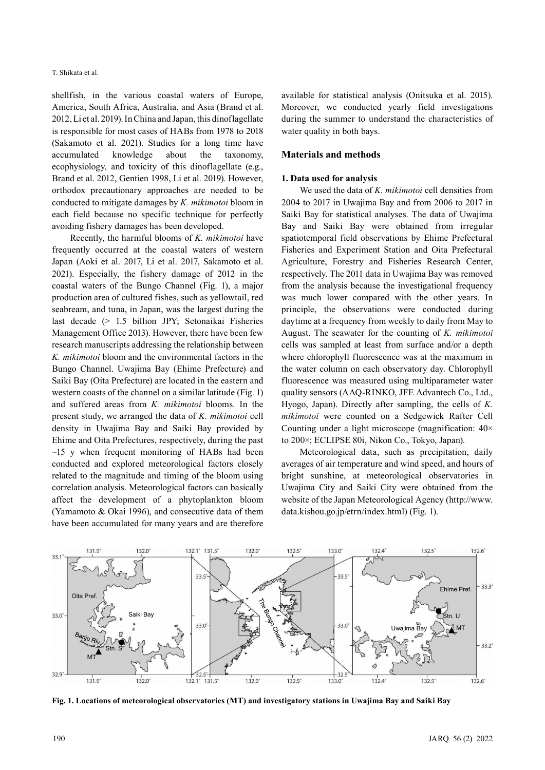shellfish, in the various coastal waters of Europe, America, South Africa, Australia, and Asia (Brand et al. 2012, Li et al. 2019). In China and Japan, this dinoflagellate is responsible for most cases of HABs from 1978 to 2018 (Sakamoto et al. 2021). Studies for a long time have accumulated knowledge about the taxonomy, ecophysiology, and toxicity of this dinoflagellate (e.g., Brand et al. 2012, Gentien 1998, Li et al. 2019). However, orthodox precautionary approaches are needed to be conducted to mitigate damages by *K. mikimotoi* bloom in each field because no specific technique for perfectly avoiding fishery damages has been developed.

Recently, the harmful blooms of *K. mikimotoi* have frequently occurred at the coastal waters of western Japan (Aoki et al. 2017, Li et al. 2017, Sakamoto et al. 2021). Especially, the fishery damage of 2012 in the coastal waters of the Bungo Channel (Fig. 1), a major production area of cultured fishes, such as yellowtail, red seabream, and tuna, in Japan, was the largest during the last decade (> 1.5 billion JPY; Setonaikai Fisheries Management Office 2013). However, there have been few research manuscripts addressing the relationship between *K. mikimotoi* bloom and the environmental factors in the Bungo Channel. Uwajima Bay (Ehime Prefecture) and Saiki Bay (Oita Prefecture) are located in the eastern and western coasts of the channel on a similar latitude (Fig. 1) and suffered areas from *K. mikimotoi* blooms. In the present study, we arranged the data of *K. mikimotoi* cell density in Uwajima Bay and Saiki Bay provided by Ehime and Oita Prefectures, respectively, during the past ~15 y when frequent monitoring of HABs had been conducted and explored meteorological factors closely related to the magnitude and timing of the bloom using correlation analysis. Meteorological factors can basically affect the development of a phytoplankton bloom (Yamamoto & Okai 1996), and consecutive data of them have been accumulated for many years and are therefore available for statistical analysis (Onitsuka et al. 2015). Moreover, we conducted yearly field investigations during the summer to understand the characteristics of water quality in both bays.

## Materials and methods

### 1. Data used for analysis

We used the data of *K. mikimotoi* cell densities from 2004 to 2017 in Uwajima Bay and from 2006 to 2017 in Saiki Bay for statistical analyses. The data of Uwajima Bay and Saiki Bay were obtained from irregular spatiotemporal field observations by Ehime Prefectural Fisheries and Experiment Station and Oita Prefectural Agriculture, Forestry and Fisheries Research Center, respectively. The 2011 data in Uwajima Bay was removed from the analysis because the investigational frequency was much lower compared with the other years. In principle, the observations were conducted during daytime at a frequency from weekly to daily from May to August. The seawater for the counting of *K. mikimotoi* cells was sampled at least from surface and/or a depth where chlorophyll fluorescence was at the maximum in the water column on each observatory day. Chlorophyll fluorescence was measured using multiparameter water quality sensors (AAQ-RINKO, JFE Advantech Co., Ltd., Hyogo, Japan). Directly after sampling, the cells of *K. mikimotoi* were counted on a Sedgewick Rafter Cell Counting under a light microscope (magnification: 40× to 200×; ECLIPSE 80i, Nikon Co., Tokyo, Japan).

Meteorological data, such as precipitation, daily averages of air temperature and wind speed, and hours of bright sunshine, at meteorological observatories in Uwajima City and Saiki City were obtained from the website of the Japan Meteorological Agency (http://www.data.kishou.go.jp/etrn/index.html) (Fig. 1).

**Fig. 1. Locations of meteorological observatories (MT) and investigatory stations in Uwajima Bay and Saiki Bay**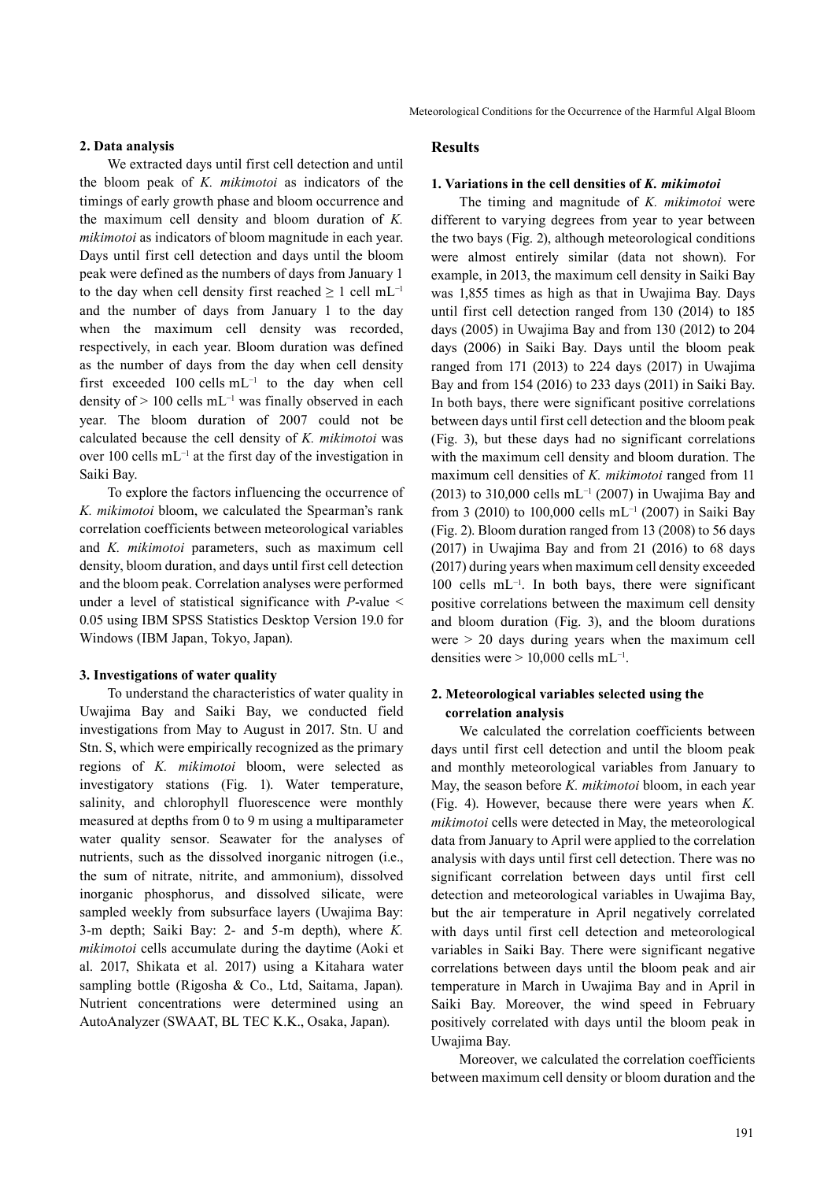### 2. Data analysis

We extracted days until first cell detection and until the bloom peak of *K. mikimotoi* as indicators of the timings of early growth phase and bloom occurrence and the maximum cell density and bloom duration of *K. mikimotoi* as indicators of bloom magnitude in each year. Days until first cell detection and days until the bloom peak were defined as the numbers of days from January 1 to the day when cell density first reached ≥ 1 cell $mL^{-1}$ and the number of days from January 1 to the day when the maximum cell density was recorded, respectively, in each year. Bloom duration was defined as the number of days from the day when cell density first exceeded 100 cells $mL^{-1}$ to the day when cell density of > 100 cells $mL^{-1}$ was finally observed in each year. The bloom duration of 2007 could not be calculated because the cell density of *K. mikimotoi* was over 100 cells $mL^{-1}$ at the first day of the investigation in Saiki Bay.

To explore the factors influencing the occurrence of *K. mikimotoi* bloom, we calculated the Spearman's rank correlation coefficients between meteorological variables and *K. mikimotoi* parameters, such as maximum cell density, bloom duration, and days until first cell detection and the bloom peak. Correlation analyses were performed under a level of statistical significance with $P$-value < 0.05 using IBM SPSS Statistics Desktop Version 19.0 for Windows (IBM Japan, Tokyo, Japan).

### 3. Investigations of water quality

To understand the characteristics of water quality in Uwajima Bay and Saiki Bay, we conducted field investigations from May to August in 2017. Stn. U and Stn. S, which were empirically recognized as the primary regions of *K. mikimotoi* bloom, were selected as investigatory stations (Fig. 1). Water temperature, salinity, and chlorophyll fluorescence were monthly measured at depths from 0 to 9 m using a multiparameter water quality sensor. Seawater for the analyses of nutrients, such as the dissolved inorganic nitrogen (i.e., the sum of nitrate, nitrite, and ammonium), dissolved inorganic phosphorus, and dissolved silicate, were sampled weekly from subsurface layers (Uwajima Bay: 3-m depth; Saiki Bay: 2- and 5-m depth), where *K. mikimotoi* cells accumulate during the daytime (Aoki et al. 2017, Shikata et al. 2017) using a Kitahara water sampling bottle (Rigosha & Co., Ltd, Saitama, Japan). Nutrient concentrations were determined using an AutoAnalyzer (SWAAT, BL TEC K.K., Osaka, Japan).

## Results

### 1. Variations in the cell densities of *K. mikimotoi*

The timing and magnitude of *K. mikimotoi* were different to varying degrees from year to year between the two bays (Fig. 2), although meteorological conditions were almost entirely similar (data not shown). For example, in 2013, the maximum cell density in Saiki Bay was 1,855 times as high as that in Uwajima Bay. Days until first cell detection ranged from 130 (2014) to 185 days (2005) in Uwajima Bay and from 130 (2012) to 204 days (2006) in Saiki Bay. Days until the bloom peak ranged from 171 (2013) to 224 days (2017) in Uwajima Bay and from 154 (2016) to 233 days (2011) in Saiki Bay. In both bays, there were significant positive correlations between days until first cell detection and the bloom peak (Fig. 3), but these days had no significant correlations with the maximum cell density and bloom duration. The maximum cell densities of *K. mikimotoi* ranged from 11 (2013) to 310,000 cells $mL^{-1}$ (2007) in Uwajima Bay and from 3 (2010) to 100,000 cells $mL^{-1}$ (2007) in Saiki Bay (Fig. 2). Bloom duration ranged from 13 (2008) to 56 days (2017) in Uwajima Bay and from 21 (2016) to 68 days (2017) during years when maximum cell density exceeded 100 cells $mL^{-1}$. In both bays, there were significant positive correlations between the maximum cell density and bloom duration (Fig. 3), and the bloom durations were > 20 days during years when the maximum cell densities were > 10,000 cells $mL^{-1}$.

### 2. Meteorological variables selected using the correlation analysis

We calculated the correlation coefficients between days until first cell detection and until the bloom peak and monthly meteorological variables from January to May, the season before *K. mikimotoi* bloom, in each year (Fig. 4). However, because there were years when *K. mikimotoi* cells were detected in May, the meteorological data from January to April were applied to the correlation analysis with days until first cell detection. There was no significant correlation between days until first cell detection and meteorological variables in Uwajima Bay, but the air temperature in April negatively correlated with days until first cell detection and meteorological variables in Saiki Bay. There were significant negative correlations between days until the bloom peak and air temperature in March in Uwajima Bay and in April in Saiki Bay. Moreover, the wind speed in February positively correlated with days until the bloom peak in Uwajima Bay.

Moreover, we calculated the correlation coefficients between maximum cell density or bloom duration and the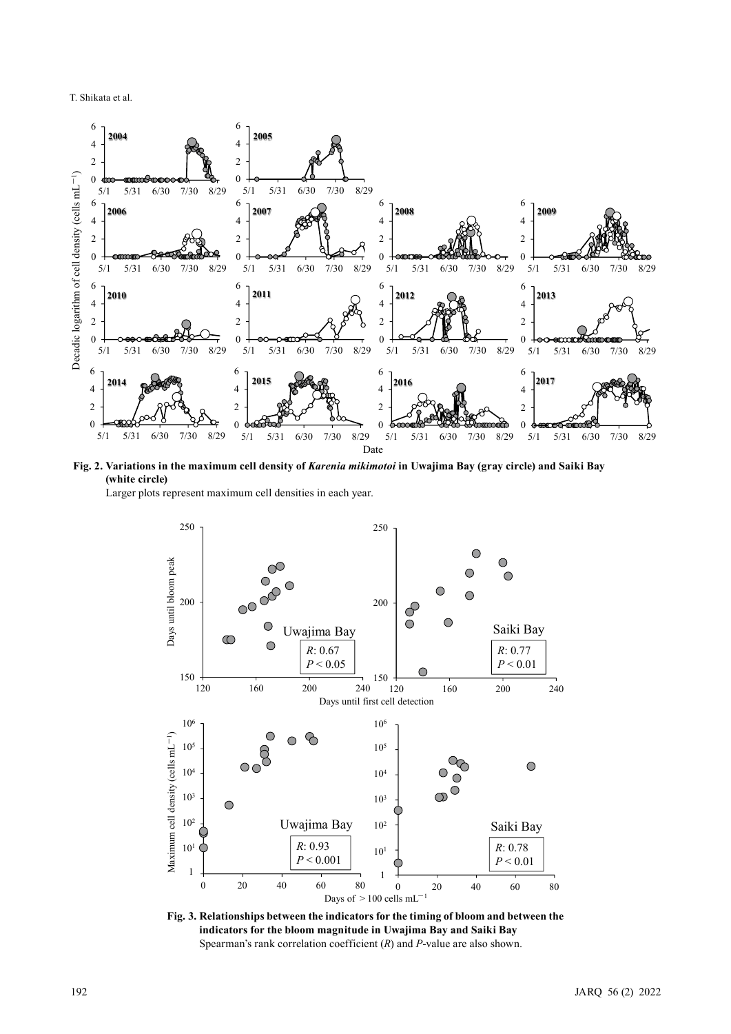**Fig. 2. Variations in the maximum cell density of *Karenia mikimotoi* in Uwajima Bay (gray circle) and Saiki Bay (white circle)**

Larger plots represent maximum cell densities in each year.

**Fig. 3. Relationships between the indicators for the timing of bloom and between the indicators for the bloom magnitude in Uwajima Bay and Saiki Bay**

Spearman's rank correlation coefficient ($R$) and $P$-value are also shown.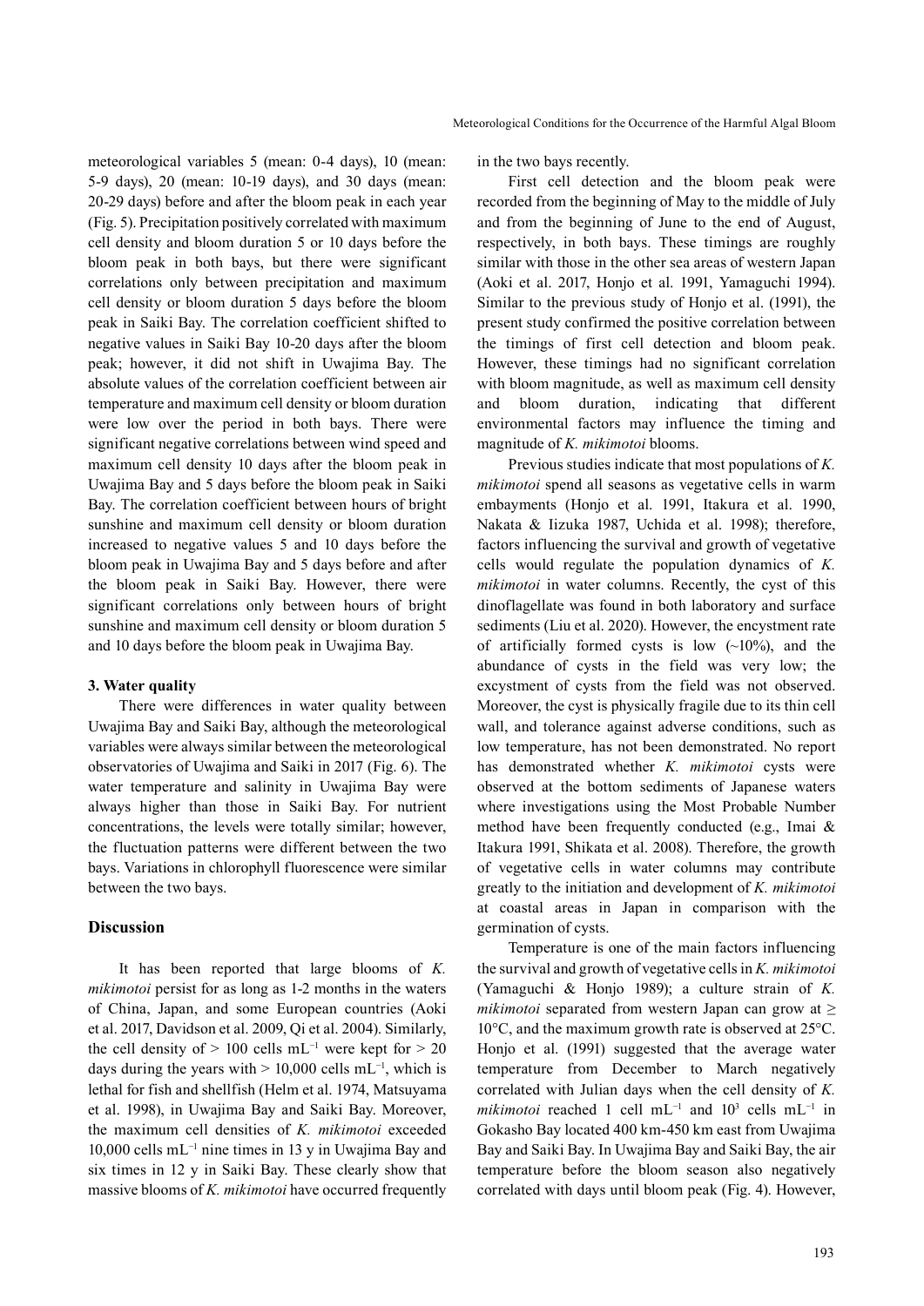meteorological variables 5 (mean: 0-4 days), 10 (mean: 5-9 days), 20 (mean: 10-19 days), and 30 days (mean: 20-29 days) before and after the bloom peak in each year (Fig. 5). Precipitation positively correlated with maximum cell density and bloom duration 5 or 10 days before the bloom peak in both bays, but there were significant correlations only between precipitation and maximum cell density or bloom duration 5 days before the bloom peak in Saiki Bay. The correlation coefficient shifted to negative values in Saiki Bay 10-20 days after the bloom peak; however, it did not shift in Uwajima Bay. The absolute values of the correlation coefficient between air temperature and maximum cell density or bloom duration were low over the period in both bays. There were significant negative correlations between wind speed and maximum cell density 10 days after the bloom peak in Uwajima Bay and 5 days before the bloom peak in Saiki Bay. The correlation coefficient between hours of bright sunshine and maximum cell density or bloom duration increased to negative values 5 and 10 days before the bloom peak in Uwajima Bay and 5 days before and after the bloom peak in Saiki Bay. However, there were significant correlations only between hours of bright sunshine and maximum cell density or bloom duration 5 and 10 days before the bloom peak in Uwajima Bay.

### 3. Water quality

There were differences in water quality between Uwajima Bay and Saiki Bay, although the meteorological variables were always similar between the meteorological observatories of Uwajima and Saiki in 2017 (Fig. 6). The water temperature and salinity in Uwajima Bay were always higher than those in Saiki Bay. For nutrient concentrations, the levels were totally similar; however, the fluctuation patterns were different between the two bays. Variations in chlorophyll fluorescence were similar between the two bays.

## Discussion

It has been reported that large blooms of *K. mikimotoi* persist for as long as 1-2 months in the waters of China, Japan, and some European countries (Aoki et al. 2017, Davidson et al. 2009, Qi et al. 2004). Similarly, the cell density of > 100 cells mL$^{-1}$ were kept for > 20 days during the years with > 10,000 cells mL$^{-1}$, which is lethal for fish and shellfish (Helm et al. 1974, Matsuyama et al. 1998), in Uwajima Bay and Saiki Bay. Moreover, the maximum cell densities of *K. mikimotoi* exceeded 10,000 cells mL$^{-1}$ nine times in 13 y in Uwajima Bay and six times in 12 y in Saiki Bay. These clearly show that massive blooms of *K. mikimotoi* have occurred frequently in the two bays recently.

First cell detection and the bloom peak were recorded from the beginning of May to the middle of July and from the beginning of June to the end of August, respectively, in both bays. These timings are roughly similar with those in the other sea areas of western Japan (Aoki et al. 2017, Honjo et al. 1991, Yamaguchi 1994). Similar to the previous study of Honjo et al. (1991), the present study confirmed the positive correlation between the timings of first cell detection and bloom peak. However, these timings had no significant correlation with bloom magnitude, as well as maximum cell density and bloom duration, indicating that different environmental factors may influence the timing and magnitude of *K. mikimotoi* blooms.

Previous studies indicate that most populations of *K. mikimotoi* spend all seasons as vegetative cells in warm embayments (Honjo et al. 1991, Itakura et al. 1990, Nakata & Iizuka 1987, Uchida et al. 1998); therefore, factors influencing the survival and growth of vegetative cells would regulate the population dynamics of *K. mikimotoi* in water columns. Recently, the cyst of this dinoflagellate was found in both laboratory and surface sediments (Liu et al. 2020). However, the encystment rate of artificially formed cysts is low (~10%), and the abundance of cysts in the field was very low; the excystment of cysts from the field was not observed. Moreover, the cyst is physically fragile due to its thin cell wall, and tolerance against adverse conditions, such as low temperature, has not been demonstrated. No report has demonstrated whether *K. mikimotoi* cysts were observed at the bottom sediments of Japanese waters where investigations using the Most Probable Number method have been frequently conducted (e.g., Imai & Itakura 1991, Shikata et al. 2008). Therefore, the growth of vegetative cells in water columns may contribute greatly to the initiation and development of *K. mikimotoi* at coastal areas in Japan in comparison with the germination of cysts.

Temperature is one of the main factors influencing the survival and growth of vegetative cells in *K. mikimotoi* (Yamaguchi & Honjo 1989); a culture strain of *K. mikimotoi* separated from western Japan can grow at ≥ 10°C, and the maximum growth rate is observed at 25°C. Honjo et al. (1991) suggested that the average water temperature from December to March negatively correlated with Julian days when the cell density of *K. mikimotoi* reached 1 cell mL$^{-1}$ and $10^3$ cells mL$^{-1}$ in Gokasho Bay located 400 km-450 km east from Uwajima Bay and Saiki Bay. In Uwajima Bay and Saiki Bay, the air temperature before the bloom season also negatively correlated with days until bloom peak (Fig. 4). However,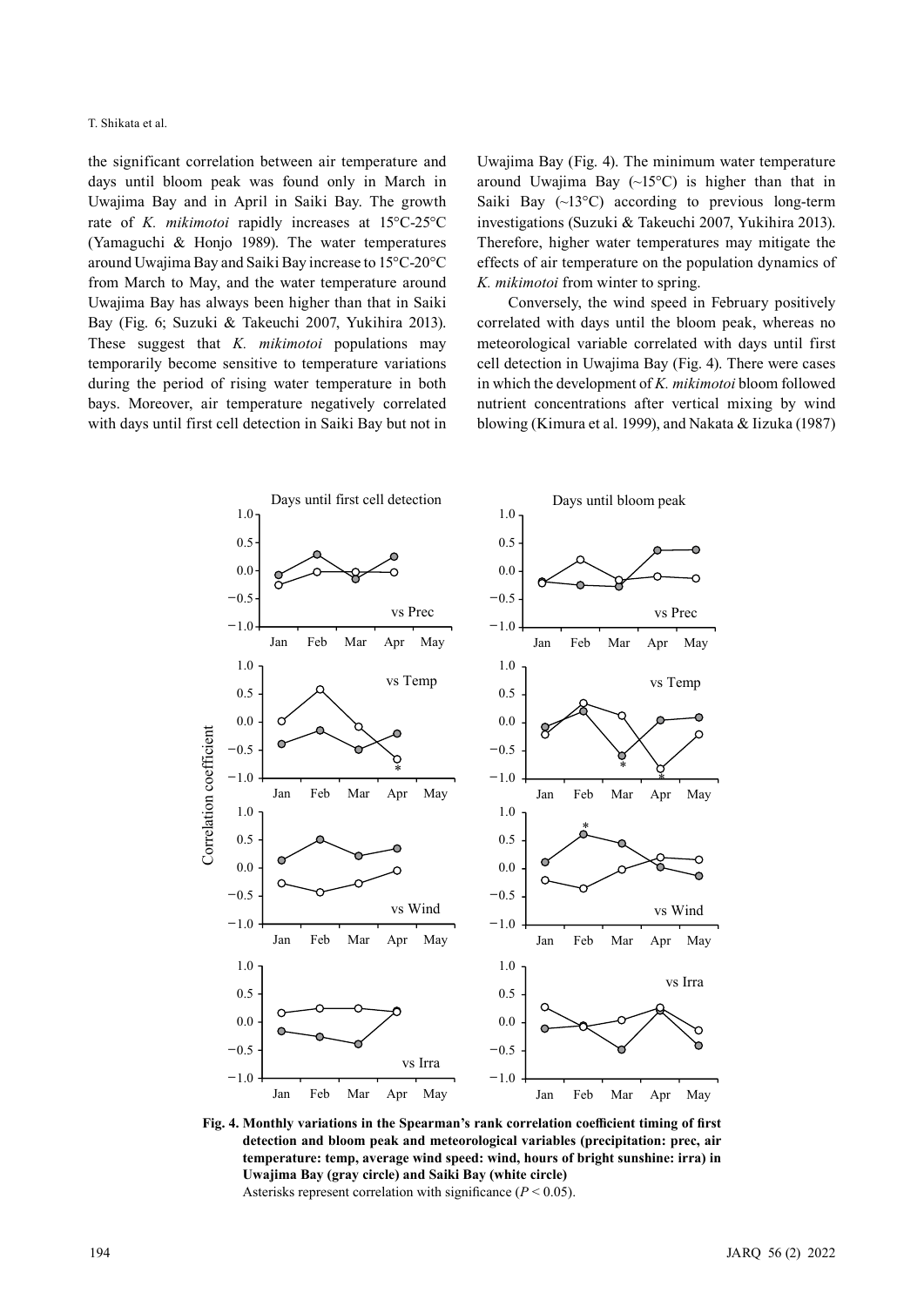the significant correlation between air temperature and days until bloom peak was found only in March in Uwajima Bay and in April in Saiki Bay. The growth rate of *K. mikimotoi* rapidly increases at 15°C-25°C (Yamaguchi & Honjo 1989). The water temperatures around Uwajima Bay and Saiki Bay increase to 15°C-20°C from March to May, and the water temperature around Uwajima Bay has always been higher than that in Saiki Bay (Fig. 6; Suzuki & Takeuchi 2007, Yukihira 2013). These suggest that *K. mikimotoi* populations may temporarily become sensitive to temperature variations during the period of rising water temperature in both bays. Moreover, air temperature negatively correlated with days until first cell detection in Saiki Bay but not in Uwajima Bay (Fig. 4). The minimum water temperature around Uwajima Bay (~15°C) is higher than that in Saiki Bay (~13°C) according to previous long-term investigations (Suzuki & Takeuchi 2007, Yukihira 2013). Therefore, higher water temperatures may mitigate the effects of air temperature on the population dynamics of *K. mikimotoi* from winter to spring.

Conversely, the wind speed in February positively correlated with days until the bloom peak, whereas no meteorological variable correlated with days until first cell detection in Uwajima Bay (Fig. 4). There were cases in which the development of *K. mikimotoi* bloom followed nutrient concentrations after vertical mixing by wind blowing (Kimura et al. 1999), and Nakata & Iizuka (1987)

**Fig. 4. Monthly variations in the Spearman's rank correlation coefficient timing of first detection and bloom peak and meteorological variables (precipitation: prec, air temperature: temp, average wind speed: wind, hours of bright sunshine: irra) in Uwajima Bay (gray circle) and Saiki Bay (white circle)**

Asterisks represent correlation with significance ($P < 0.05$).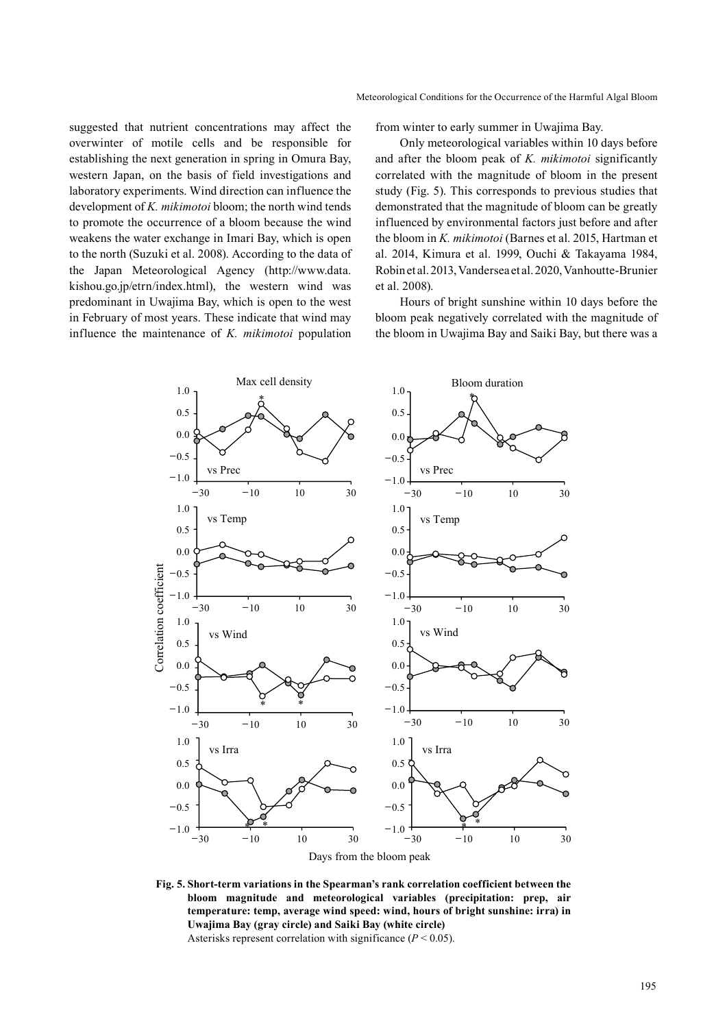suggested that nutrient concentrations may affect the overwinter of motile cells and be responsible for establishing the next generation in spring in Omura Bay, western Japan, on the basis of field investigations and laboratory experiments. Wind direction can influence the development of *K. mikimotoi* bloom; the north wind tends to promote the occurrence of a bloom because the wind weakens the water exchange in Imari Bay, which is open to the north (Suzuki et al. 2008). According to the data of the Japan Meteorological Agency (http://www.data.kishou.go.jp/etrn/index.html), the western wind was predominant in Uwajima Bay, which is open to the west in February of most years. These indicate that wind may influence the maintenance of *K. mikimotoi* population from winter to early summer in Uwajima Bay.

Only meteorological variables within 10 days before and after the bloom peak of *K. mikimotoi* significantly correlated with the magnitude of bloom in the present study (Fig. 5). This corresponds to previous studies that demonstrated that the magnitude of bloom can be greatly influenced by environmental factors just before and after the bloom in *K. mikimotoi* (Barnes et al. 2015, Hartman et al. 2014, Kimura et al. 1999, Ouchi & Takayama 1984, Robin et al. 2013, Vandersea et al. 2020, Vanhoutte-Brunier et al. 2008).

Hours of bright sunshine within 10 days before the bloom peak negatively correlated with the magnitude of the bloom in Uwajima Bay and Saiki Bay, but there was a

**Fig. 5. Short-term variations in the Spearman's rank correlation coefficient between the bloom magnitude and meteorological variables (precipitation: prep, air temperature: temp, average wind speed: wind, hours of bright sunshine: irra) in Uwajima Bay (gray circle) and Saiki Bay (white circle)**

Asterisks represent correlation with significance ($P < 0.05$).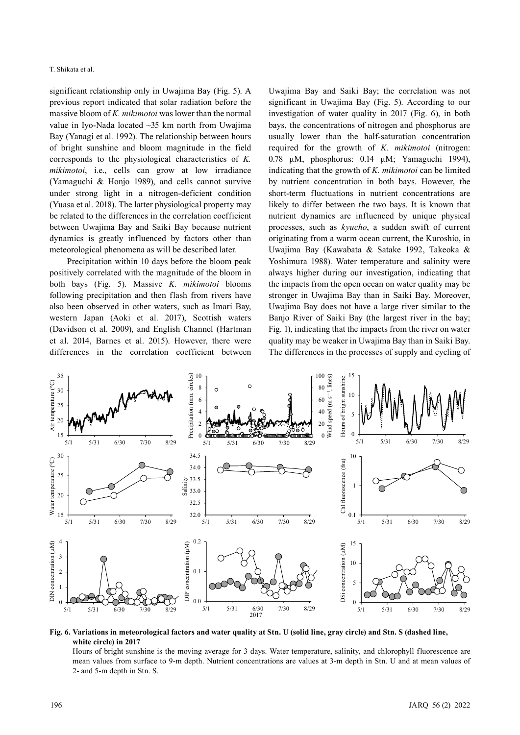significant relationship only in Uwajima Bay (Fig. 5). A previous report indicated that solar radiation before the massive bloom of *K. mikimotoi* was lower than the normal value in Iyo-Nada located ~35 km north from Uwajima Bay (Yanagi et al. 1992). The relationship between hours of bright sunshine and bloom magnitude in the field corresponds to the physiological characteristics of *K. mikimotoi*, i.e., cells can grow at low irradiance (Yamaguchi & Honjo 1989), and cells cannot survive under strong light in a nitrogen-deficient condition (Yuasa et al. 2018). The latter physiological property may be related to the differences in the correlation coefficient between Uwajima Bay and Saiki Bay because nutrient dynamics is greatly influenced by factors other than meteorological phenomena as will be described later.

Precipitation within 10 days before the bloom peak positively correlated with the magnitude of the bloom in both bays (Fig. 5). Massive *K. mikimotoi* blooms following precipitation and then flash from rivers have also been observed in other waters, such as Imari Bay, western Japan (Aoki et al. 2017), Scottish waters (Davidson et al. 2009), and English Channel (Hartman et al. 2014, Barnes et al. 2015). However, there were differences in the correlation coefficient between Uwajima Bay and Saiki Bay; the correlation was not significant in Uwajima Bay (Fig. 5). According to our investigation of water quality in 2017 (Fig. 6), in both bays, the concentrations of nitrogen and phosphorus are usually lower than the half-saturation concentration required for the growth of *K. mikimotoi* (nitrogen: 0.78 μM, phosphorus: 0.14 μM; Yamaguchi 1994), indicating that the growth of *K. mikimotoi* can be limited by nutrient concentration in both bays. However, the short-term fluctuations in nutrient concentrations are likely to differ between the two bays. It is known that nutrient dynamics are influenced by unique physical processes, such as *kyucho*, a sudden swift of current originating from a warm ocean current, the Kuroshio, in Uwajima Bay (Kawabata & Satake 1992, Takeoka & Yoshimura 1988). Water temperature and salinity were always higher during our investigation, indicating that the impacts from the open ocean on water quality may be stronger in Uwajima Bay than in Saiki Bay. Moreover, Uwajima Bay does not have a large river similar to the Banjo River of Saiki Bay (the largest river in the bay; Fig. 1), indicating that the impacts from the river on water quality may be weaker in Uwajima Bay than in Saiki Bay. The differences in the processes of supply and cycling of

**Fig. 6. Variations in meteorological factors and water quality at Stn. U (solid line, gray circle) and Stn. S (dashed line, white circle) in 2017**

Hours of bright sunshine is the moving average for 3 days. Water temperature, salinity, and chlorophyll fluorescence are mean values from surface to 9-m depth. Nutrient concentrations are values at 3-m depth in Stn. U and at mean values of 2- and 5-m depth in Stn. S.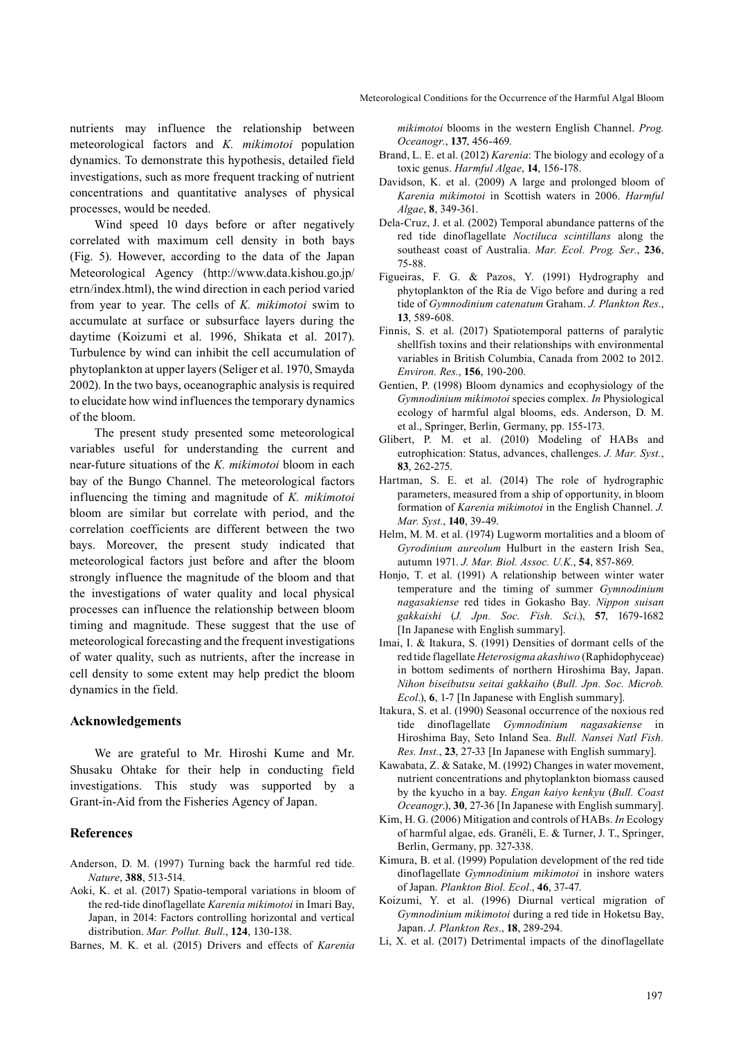nutrients may influence the relationship between meteorological factors and *K. mikimotoi* population dynamics. To demonstrate this hypothesis, detailed field investigations, such as more frequent tracking of nutrient concentrations and quantitative analyses of physical processes, would be needed.

Wind speed 10 days before or after negatively correlated with maximum cell density in both bays (Fig. 5). However, according to the data of the Japan Meteorological Agency (http://www.data.kishou.go.jp/etrn/index.html), the wind direction in each period varied from year to year. The cells of *K. mikimotoi* swim to accumulate at surface or subsurface layers during the daytime (Koizumi et al. 1996, Shikata et al. 2017). Turbulence by wind can inhibit the cell accumulation of phytoplankton at upper layers (Seliger et al. 1970, Smayda 2002). In the two bays, oceanographic analysis is required to elucidate how wind influences the temporary dynamics of the bloom.

The present study presented some meteorological variables useful for understanding the current and near-future situations of the *K. mikimotoi* bloom in each bay of the Bungo Channel. The meteorological factors influencing the timing and magnitude of *K. mikimotoi* bloom are similar but correlate with period, and the correlation coefficients are different between the two bays. Moreover, the present study indicated that meteorological factors just before and after the bloom strongly influence the magnitude of the bloom and that the investigations of water quality and local physical processes can influence the relationship between bloom timing and magnitude. These suggest that the use of meteorological forecasting and the frequent investigations of water quality, such as nutrients, after the increase in cell density to some extent may help predict the bloom dynamics in the field.

## Acknowledgements

We are grateful to Mr. Hiroshi Kume and Mr. Shusaku Ohtake for their help in conducting field investigations. This study was supported by a Grant-in-Aid from the Fisheries Agency of Japan.

## References

Anderson, D. M. (1997) Turning back the harmful red tide. *Nature*, **388**, 513-514.

Aoki, K. et al. (2017) Spatio-temporal variations in bloom of the red-tide dinoflagellate *Karenia mikimotoi* in Imari Bay, Japan, in 2014: Factors controlling horizontal and vertical distribution. *Mar. Pollut. Bull.*, **124**, 130-138.

Barnes, M. K. et al. (2015) Drivers and effects of *Karenia mikimotoi* blooms in the western English Channel. *Prog. Oceanogr.*, **137**, 456-469.

Brand, L. E. et al. (2012) *Karenia*: The biology and ecology of a toxic genus. *Harmful Algae*, **14**, 156-178.

Davidson, K. et al. (2009) A large and prolonged bloom of *Karenia mikimotoi* in Scottish waters in 2006. *Harmful Algae*, **8**, 349-361.

Dela-Cruz, J. et al. (2002) Temporal abundance patterns of the red tide dinoflagellate *Noctiluca scintillans* along the southeast coast of Australia. *Mar. Ecol. Prog. Ser.*, **236**, 75-88.

Figueiras, F. G. & Pazos, Y. (1991) Hydrography and phytoplankton of the Ría de Vigo before and during a red tide of *Gymnodinium catenatum* Graham. *J. Plankton Res.*, **13**, 589-608.

Finnis, S. et al. (2017) Spatiotemporal patterns of paralytic shellfish toxins and their relationships with environmental variables in British Columbia, Canada from 2002 to 2012. *Environ. Res.*, **156**, 190-200.

Gentien, P. (1998) Bloom dynamics and ecophysiology of the *Gymnodinium mikimotoi* species complex. *In* Physiological ecology of harmful algal blooms, eds. Anderson, D. M. et al., Springer, Berlin, Germany, pp. 155-173.

Glibert, P. M. et al. (2010) Modeling of HABs and eutrophication: Status, advances, challenges. *J. Mar. Syst.*, **83**, 262-275.

Hartman, S. E. et al. (2014) The role of hydrographic parameters, measured from a ship of opportunity, in bloom formation of *Karenia mikimotoi* in the English Channel. *J. Mar. Syst.*, **140**, 39-49.

Helm, M. M. et al. (1974) Lugworm mortalities and a bloom of *Gyrodinium aureolum* Hulburt in the eastern Irish Sea, autumn 1971. *J. Mar. Biol. Assoc. U.K.*, **54**, 857-869.

Honjo, T. et al. (1991) A relationship between winter water temperature and the timing of summer *Gymnodinium nagasakiense* red tides in Gokasho Bay. *Nippon suisan gakkaishi* (*J. Jpn. Soc. Fish. Sci*.), **57**, 1679-1682 [In Japanese with English summary].

Imai, I. & Itakura, S. (1991) Densities of dormant cells of the red tide flagellate *Heterosigma akashiwo* (Raphidophyceae) in bottom sediments of northern Hiroshima Bay, Japan. *Nihon biseibutsu seitai gakkaiho* (*Bull. Jpn. Soc. Microb. Ecol*.), **6**, 1-7 [In Japanese with English summary].

Itakura, S. et al. (1990) Seasonal occurrence of the noxious red tide dinoflagellate *Gymnodinium nagasakiense* in Hiroshima Bay, Seto Inland Sea. *Bull. Nansei Natl Fish. Res. Inst.*, **23**, 27-33 [In Japanese with English summary].

Kawabata, Z. & Satake, M. (1992) Changes in water movement, nutrient concentrations and phytoplankton biomass caused by the kyucho in a bay. *Engan kaiyo kenkyu* (*Bull. Coast Oceanogr*.), **30**, 27-36 [In Japanese with English summary].

Kim, H. G. (2006) Mitigation and controls of HABs. *In* Ecology of harmful algae, eds. Granéli, E. & Turner, J. T., Springer, Berlin, Germany, pp. 327-338.

Kimura, B. et al. (1999) Population development of the red tide dinoflagellate *Gymnodinium mikimotoi* in inshore waters of Japan. *Plankton Biol. Ecol*., **46**, 37-47.

Koizumi, Y. et al. (1996) Diurnal vertical migration of *Gymnodinium mikimotoi* during a red tide in Hoketsu Bay, Japan. *J. Plankton Res*., **18**, 289-294.

Li, X. et al. (2017) Detrimental impacts of the dinoflagellate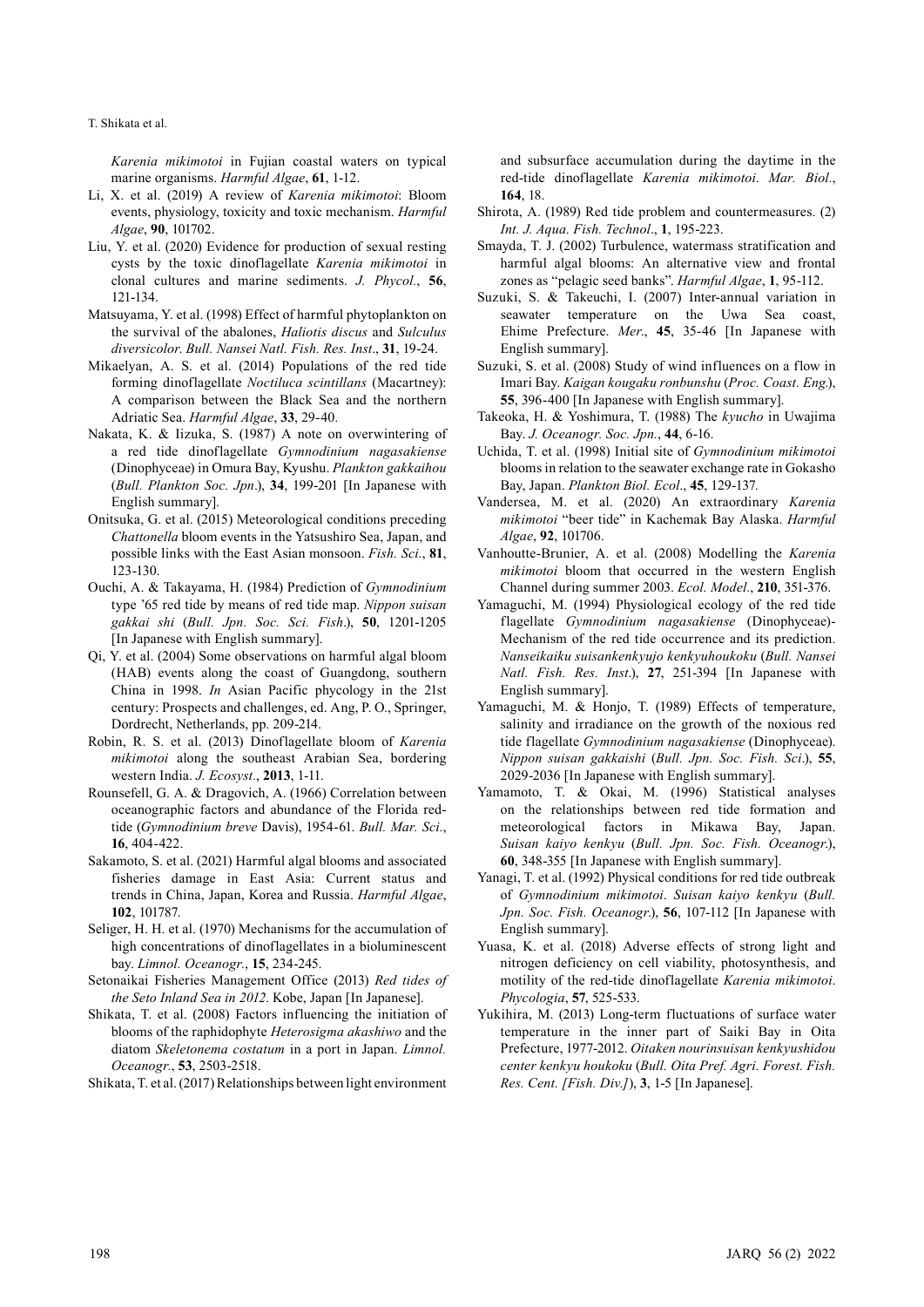*Karenia mikimotoi* in Fujian coastal waters on typical marine organisms. *Harmful Algae*, **61**, 1-12.

Li, X. et al. (2019) A review of *Karenia mikimotoi*: Bloom events, physiology, toxicity and toxic mechanism. *Harmful Algae*, **90**, 101702.

Liu, Y. et al. (2020) Evidence for production of sexual resting cysts by the toxic dinoflagellate *Karenia mikimotoi* in clonal cultures and marine sediments. *J. Phycol*., **56**, 121-134.

Matsuyama, Y. et al. (1998) Effect of harmful phytoplankton on the survival of the abalones, *Haliotis discus* and *Sulculus diversicolor*. *Bull. Nansei Natl. Fish. Res. Inst*., **31**, 19-24.

Mikaelyan, A. S. et al. (2014) Populations of the red tide forming dinoflagellate *Noctiluca scintillans* (Macartney): A comparison between the Black Sea and the northern Adriatic Sea. *Harmful Algae*, **33**, 29-40.

Nakata, K. & Iizuka, S. (1987) A note on overwintering of a red tide dinoflagellate *Gymnodinium nagasakiense* (Dinophyceae) in Omura Bay, Kyushu. *Plankton gakkaihou* (*Bull. Plankton Soc. Jpn*.), **34**, 199-201 [In Japanese with English summary].

Onitsuka, G. et al. (2015) Meteorological conditions preceding *Chattonella* bloom events in the Yatsushiro Sea, Japan, and possible links with the East Asian monsoon. *Fish. Sci*., **81**, 123-130.

Ouchi, A. & Takayama, H. (1984) Prediction of *Gymnodinium* type '65 red tide by means of red tide map. *Nippon suisan gakkai shi* (*Bull. Jpn. Soc. Sci. Fish*.), **50**, 1201-1205 [In Japanese with English summary].

Qi, Y. et al. (2004) Some observations on harmful algal bloom (HAB) events along the coast of Guangdong, southern China in 1998. *In* Asian Pacific phycology in the 21st century: Prospects and challenges, ed. Ang, P. O., Springer, Dordrecht, Netherlands, pp. 209-214.

Robin, R. S. et al. (2013) Dinoflagellate bloom of *Karenia mikimotoi* along the southeast Arabian Sea, bordering western India. *J. Ecosyst*., **2013**, 1-11.

Rounsefell, G. A. & Dragovich, A. (1966) Correlation between oceanographic factors and abundance of the Florida red-tide (*Gymnodinium breve* Davis), 1954-61. *Bull. Mar. Sci*., **16**, 404-422.

Sakamoto, S. et al. (2021) Harmful algal blooms and associated fisheries damage in East Asia: Current status and trends in China, Japan, Korea and Russia. *Harmful Algae*, **102**, 101787.

Seliger, H. H. et al. (1970) Mechanisms for the accumulation of high concentrations of dinoflagellates in a bioluminescent bay. *Limnol. Oceanogr*., **15**, 234-245.

Setonaikai Fisheries Management Office (2013) *Red tides of the Seto Inland Sea in 2012*. Kobe, Japan [In Japanese].

Shikata, T. et al. (2008) Factors influencing the initiation of blooms of the raphidophyte *Heterosigma akashiwo* and the diatom *Skeletonema costatum* in a port in Japan. *Limnol. Oceanogr*., **53**, 2503-2518.

Shikata, T. et al. (2017) Relationships between light environment and subsurface accumulation during the daytime in the red-tide dinoflagellate *Karenia mikimotoi*. *Mar. Biol*., **164**, 18.

Shirota, A. (1989) Red tide problem and countermeasures. (2) *Int. J. Aqua. Fish. Technol*., **1**, 195-223.

Smayda, T. J. (2002) Turbulence, watermass stratification and harmful algal blooms: An alternative view and frontal zones as "pelagic seed banks". *Harmful Algae*, **1**, 95-112.

Suzuki, S. & Takeuchi, I. (2007) Inter-annual variation in seawater temperature on the Uwa Sea coast, Ehime Prefecture. *Mer*., **45**, 35-46 [In Japanese with English summary].

Suzuki, S. et al. (2008) Study of wind influences on a flow in Imari Bay. *Kaigan kougaku ronbunshu* (*Proc. Coast. Eng*.), **55**, 396-400 [In Japanese with English summary].

Takeoka, H. & Yoshimura, T. (1988) The *kyucho* in Uwajima Bay. *J. Oceanogr. Soc. Jpn*., **44**, 6-16.

Uchida, T. et al. (1998) Initial site of *Gymnodinium mikimotoi* blooms in relation to the seawater exchange rate in Gokasho Bay, Japan. *Plankton Biol. Ecol*., **45**, 129-137.

Vandersea, M. et al. (2020) An extraordinary *Karenia mikimotoi* "beer tide" in Kachemak Bay Alaska. *Harmful Algae*, **92**, 101706.

Vanhoutte-Brunier, A. et al. (2008) Modelling the *Karenia mikimotoi* bloom that occurred in the western English Channel during summer 2003. *Ecol. Model*., **210**, 351-376.

Yamaguchi, M. (1994) Physiological ecology of the red tide flagellate *Gymnodinium nagasakiense* (Dinophyceae)- Mechanism of the red tide occurrence and its prediction. *Nanseikaiku suisankenkyujo kenkyuhoukoku* (*Bull. Nansei Natl. Fish. Res. Inst*.), **27**, 251-394 [In Japanese with English summary].

Yamaguchi, M. & Honjo, T. (1989) Effects of temperature, salinity and irradiance on the growth of the noxious red tide flagellate *Gymnodinium nagasakiense* (Dinophyceae). *Nippon suisan gakkaishi* (*Bull. Jpn. Soc. Fish. Sci*.), **55**, 2029-2036 [In Japanese with English summary].

Yamamoto, T. & Okai, M. (1996) Statistical analyses on the relationships between red tide formation and meteorological factors in Mikawa Bay, Japan. *Suisan kaiyo kenkyu* (*Bull. Jpn. Soc. Fish. Oceanogr*.), **60**, 348-355 [In Japanese with English summary].

Yanagi, T. et al. (1992) Physical conditions for red tide outbreak of *Gymnodinium mikimotoi*. *Suisan kaiyo kenkyu* (*Bull. Jpn. Soc. Fish. Oceanogr*.), **56**, 107-112 [In Japanese with English summary].

Yuasa, K. et al. (2018) Adverse effects of strong light and nitrogen deficiency on cell viability, photosynthesis, and motility of the red-tide dinoflagellate *Karenia mikimotoi*. *Phycologia*, **57**, 525-533.

Yukihira, M. (2013) Long-term fluctuations of surface water temperature in the inner part of Saiki Bay in Oita Prefecture, 1977-2012. *Oitaken nourinsuisan kenkyushidou center kenkyu houkoku* (*Bull. Oita Pref. Agri. Forest. Fish. Res. Cent. [Fish. Div.]*), **3**, 1-5 [In Japanese].